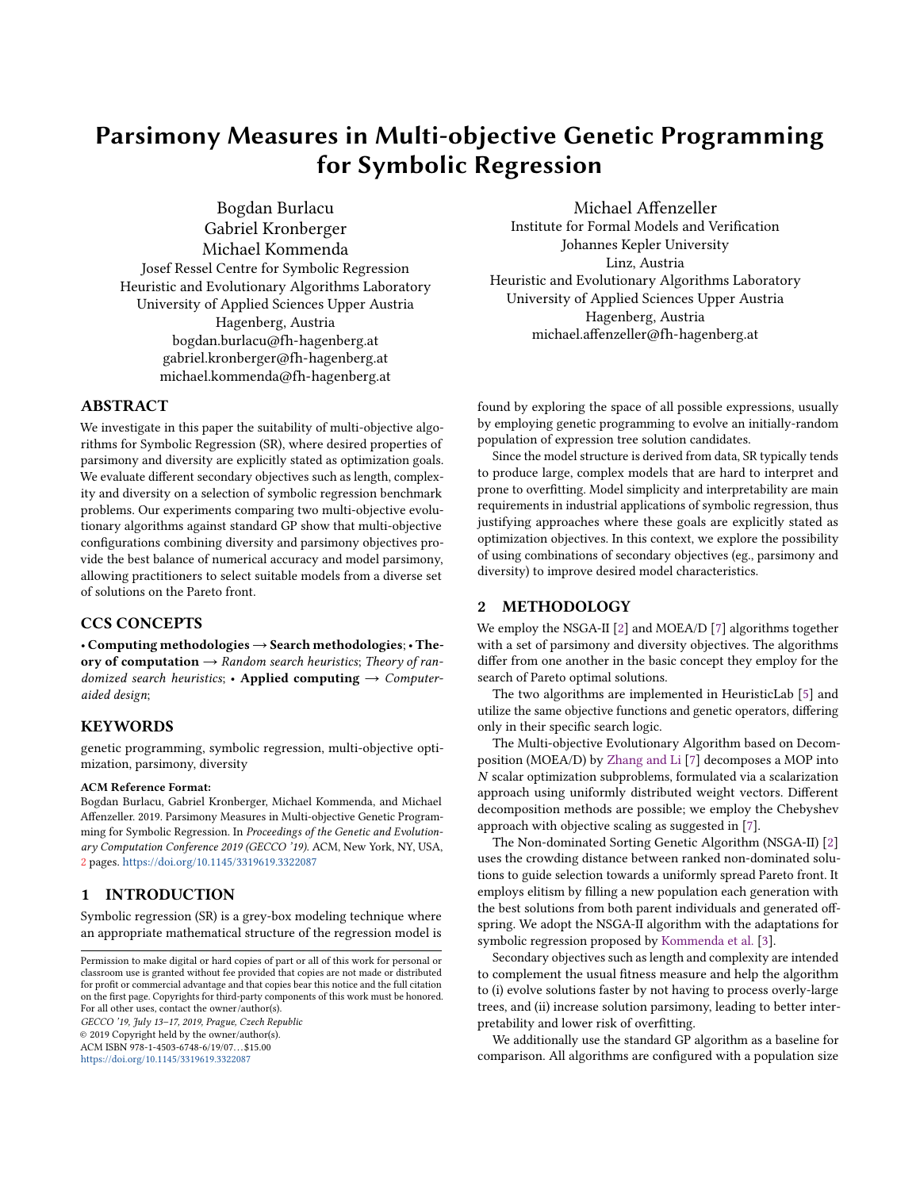# Parsimony Measures in Multi-objective Genetic Programming for Symbolic Regression

Bogdan Burlacu
Gabriel Kronberger
Michael Kommenda
Josef Ressel Centre for Symbolic Regression
Heuristic and Evolutionary Algorithms Laboratory
University of Applied Sciences Upper Austria
Hagenberg, Austria
bogdan.burlacu@fh-hagenberg.at
gabriel.kronberger@fh-hagenberg.at
michael.kommenda@fh-hagenberg.at

Michael Affenzeller
Institute for Formal Models and Verification
Johannes Kepler University
Linz, Austria
Heuristic and Evolutionary Algorithms Laboratory
University of Applied Sciences Upper Austria
Hagenberg, Austria
michael.affenzeller@fh-hagenberg.at

## ABSTRACT

We investigate in this paper the suitability of multi-objective algorithms for Symbolic Regression (SR), where desired properties of parsimony and diversity are explicitly stated as optimization goals. We evaluate different secondary objectives such as length, complexity and diversity on a selection of symbolic regression benchmark problems. Our experiments comparing two multi-objective evolutionary algorithms against standard GP show that multi-objective configurations combining diversity and parsimony objectives provide the best balance of numerical accuracy and model parsimony, allowing practitioners to select suitable models from a diverse set of solutions on the Pareto front.

## CCS CONCEPTS

• **Computing methodologies** → **Search methodologies**; • **Theory of computation** → *Random search heuristics*; *Theory of randomized search heuristics*; • **Applied computing** → *Computer-aided design*;

## KEYWORDS

genetic programming, symbolic regression, multi-objective optimization, parsimony, diversity

**ACM Reference Format:**
Bogdan Burlacu, Gabriel Kronberger, Michael Kommenda, and Michael Affenzeller. 2019. Parsimony Measures in Multi-objective Genetic Programming for Symbolic Regression. In *Proceedings of the Genetic and Evolutionary Computation Conference 2019 (GECCO '19)*. ACM, New York, NY, USA, 2 pages. https://doi.org/10.1145/3319619.3322087

## 1 INTRODUCTION

Symbolic regression (SR) is a grey-box modeling technique where an appropriate mathematical structure of the regression model is found by exploring the space of all possible expressions, usually by employing genetic programming to evolve an initially-random population of expression tree solution candidates.

Since the model structure is derived from data, SR typically tends to produce large, complex models that are hard to interpret and prone to overfitting. Model simplicity and interpretability are main requirements in industrial applications of symbolic regression, thus justifying approaches where these goals are explicitly stated as optimization objectives. In this context, we explore the possibility of using combinations of secondary objectives (eg., parsimony and diversity) to improve desired model characteristics.

## 2 METHODOLOGY

We employ the NSGA-II [2] and MOEA/D [7] algorithms together with a set of parsimony and diversity objectives. The algorithms differ from one another in the basic concept they employ for the search of Pareto optimal solutions.

The two algorithms are implemented in HeuristicLab [5] and utilize the same objective functions and genetic operators, differing only in their specific search logic.

The Multi-objective Evolutionary Algorithm based on Decomposition (MOEA/D) by Zhang and Li [7] decomposes a MOP into $N$ scalar optimization subproblems, formulated via a scalarization approach using uniformly distributed weight vectors. Different decomposition methods are possible; we employ the Chebyshev approach with objective scaling as suggested in [7].

The Non-dominated Sorting Genetic Algorithm (NSGA-II) [2] uses the crowding distance between ranked non-dominated solutions to guide selection towards a uniformly spread Pareto front. It employs elitism by filling a new population each generation with the best solutions from both parent individuals and generated offspring. We adopt the NSGA-II algorithm with the adaptations for symbolic regression proposed by Kommenda et al. [3].

Secondary objectives such as length and complexity are intended to complement the usual fitness measure and help the algorithm to (i) evolve solutions faster by not having to process overly-large trees, and (ii) increase solution parsimony, leading to better interpretability and lower risk of overfitting.

We additionally use the standard GP algorithm as a baseline for comparison. All algorithms are configured with a population size

Permission to make digital or hard copies of part or all of this work for personal or classroom use is granted without fee provided that copies are not made or distributed for profit or commercial advantage and that copies bear this notice and the full citation on the first page. Copyrights for third-party components of this work must be honored. For all other uses, contact the owner/author(s).
*GECCO '19, July 13–17, 2019, Prague, Czech Republic*
© 2019 Copyright held by the owner/author(s).
ACM ISBN 978-1-4503-6748-6/19/07...$15.00
https://doi.org/10.1145/3319619.3322087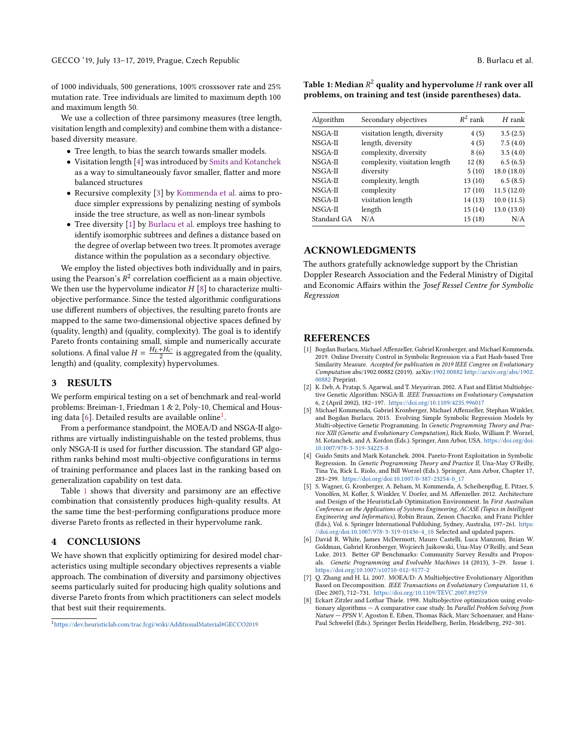of 1000 individuals, 500 generations, 100% crosssover rate and 25% mutation rate. Tree individuals are limited to maximum depth 100 and maximum length 50.

We use a collection of three parsimony measures (tree length, visitation length and complexity) and combine them with a distance-based diversity measure.

- Tree length, to bias the search towards smaller models.
- Visitation length [4] was introduced by Smits and Kotanchek as a way to simultaneously favor smaller, flatter and more balanced structures
- Recursive complexity [3] by Kommenda et al. aims to produce simpler expressions by penalizing nesting of symbols inside the tree structure, as well as non-linear symbols
- Tree diversity [1] by Burlacu et al. employs tree hashing to identify isomorphic subtrees and defines a distance based on the degree of overlap between two trees. It promotes average distance within the population as a secondary objective.

We employ the listed objectives both individually and in pairs, using the Pearson's $R^2$ correlation coefficient as a main objective. We then use the hypervolume indicator $H$ [8] to characterize multi-objective performance. Since the tested algorithmic configurations use different numbers of objectives, the resulting pareto fronts are mapped to the same two-dimensional objective spaces defined by (quality, length) and (quality, complexity). The goal is to identify Pareto fronts containing small, simple and numerically accurate solutions. A final value $H = \frac{H_L + H_C}{2}$ is aggregated from the (quality, length) and (quality, complexity) hypervolumes.

## 3 RESULTS

We perform empirical testing on a set of benchmark and real-world problems: Breiman-1, Friedman 1 & 2, Poly-10, Chemical and Housing data [6]. Detailed results are available online[1].

From a performance standpoint, the MOEA/D and NSGA-II algorithms are virtually indistinguishable on the tested problems, thus only NSGA-II is used for further discussion. The standard GP algorithm ranks behind most multi-objective configurations in terms of training performance and places last in the ranking based on generalization capability on test data.

Table 1 shows that diversity and parsimony are an effective combination that consistently produces high-quality results. At the same time the best-performing configurations produce more diverse Pareto fronts as reflected in their hypervolume rank.

## 4 CONCLUSIONS

We have shown that explicitly optimizing for desired model characteristics using multiple secondary objectives represents a viable approach. The combination of diversity and parsimony objectives seems particularly suited for producing high quality solutions and diverse Pareto fronts from which practitioners can select models that best suit their requirements.

[1] https://dev.heuristiclab.com/trac.fcgi/wiki/AdditionalMaterial#GECCO2019

**Table 1: Median $R^2$ quality and hypervolume $H$ rank over all problems, on training and test (inside parentheses) data.**

| Algorithm | Secondary objectives | $R^2$ rank | $H$ rank |
|---|---|---|---|
| NSGA-II | visitation length, diversity | 4 (5) | 3.5 (2.5) |
| NSGA-II | length, diversity | 4 (5) | 7.5 (4.0) |
| NSGA-II | complexity, diversity | 8 (6) | 3.5 (4.0) |
| NSGA-II | complexity, visitation length | 12 (8) | 6.5 (6.5) |
| NSGA-II | diversity | 5 (10) | 18.0 (18.0) |
| NSGA-II | complexity, length | 13 (10) | 6.5 (8.5) |
| NSGA-II | complexity | 17 (10) | 11.5 (12.0) |
| NSGA-II | visitation length | 14 (13) | 10.0 (11.5) |
| NSGA-II | length | 15 (14) | 13.0 (13.0) |
| Standard GA | N/A | 15 (18) | N/A |

## ACKNOWLEDGMENTS

The authors gratefully acknowledge support by the Christian Doppler Research Association and the Federal Ministry of Digital and Economic Affairs within the *Josef Ressel Centre for Symbolic Regression*

## REFERENCES

[1] Bogdan Burlacu, Michael Affenzeller, Gabriel Kronberger, and Michael Kommenda. 2019. Online Dversity Control in Symbolic Regression via a Fast Hash-based Tree Similarity Measure. *Accepted for publication in 2019 IEEE Congree on Evolutionary Computation* abs/1902.00882 (2019). arXiv:1902.00882 http://arxiv.org/abs/1902.00882 Preprint.

[2] K. Deb, A. Pratap, S. Agarwal, and T. Meyarivan. 2002. A Fast and Elitist Multiobjective Genetic Algorithm: NSGA-II. *IEEE Transactions on Evolutionary Computation* 6, 2 (April 2002), 182–197. https://doi.org/10.1109/4235.996017

[3] Michael Kommenda, Gabriel Kronberger, Michael Affenzeller, Stephan Winkler, and Bogdan Burlacu. 2015. Evolving Simple Symbolic Regression Models by Multi-objective Genetic Programming. In *Genetic Programming Theory and Practice XIII (Genetic and Evolutionary Computation)*, Rick Riolo, William P. Worzel, M. Kotanchek, and A. Kordon (Eds.). Springer, Ann Arbor, USA. https://doi.org/doi:10.1007/978-3-319-34223-8

[4] Guido Smits and Mark Kotanchek. 2004. Pareto-Front Exploitation in Symbolic Regression. In *Genetic Programming Theory and Practice II*, Una-May O'Reilly, Tina Yu, Rick L. Riolo, and Bill Worzel (Eds.). Springer, Ann Arbor, Chapter 17, 283–299. https://doi.org/doi:10.1007/0-387-23254-0_17

[5] S. Wagner, G. Kronberger, A. Beham, M. Kommenda, A. Scheibenpflug, E. Pitzer, S. Vonolfen, M. Kofler, S. Winkler, V. Dorfer, and M. Affenzeller. 2012. Architecture and Design of the HeuristicLab Optimization Environment. In *First Australian Conference on the Applications of Systems Engineering, ACASE (Topics in Intelligent Engineering and Informatics)*, Robin Braun, Zenon Chaczko, and Franz Pichler (Eds.), Vol. 6. Springer International Publishing, Sydney, Australia, 197–261. https://doi.org/doi:10.1007/978-3-319-01436-4_10 Selected and updated papers.

[6] David R. White, James McDermott, Mauro Castelli, Luca Manzoni, Brian W. Goldman, Gabriel Kronberger, Wojciech Jaśkowski, Una-May O'Reilly, and Sean Luke. 2013. Better GP Benchmarks: Community Survey Results and Proposals. *Genetic Programming and Evolvable Machines* 14 (2013), 3–29. Issue 1. https://doi.org/10.1007/s10710-012-9177-2

[7] Q. Zhang and H. Li. 2007. MOEA/D: A Multiobjective Evolutionary Algorithm Based on Decomposition. *IEEE Transactions on Evolutionary Computation* 11, 6 (Dec 2007), 712–731. https://doi.org/10.1109/TEVC.2007.892759

[8] Eckart Zitzler and Lothar Thiele. 1998. Multiobjective optimization using evolutionary algorithms — A comparative case study. In *Parallel Problem Solving from Nature — PPSN V*, Agoston E. Eiben, Thomas Bäck, Marc Schoenauer, and Hans-Paul Schwefel (Eds.). Springer Berlin Heidelberg, Berlin, Heidelberg, 292–301.